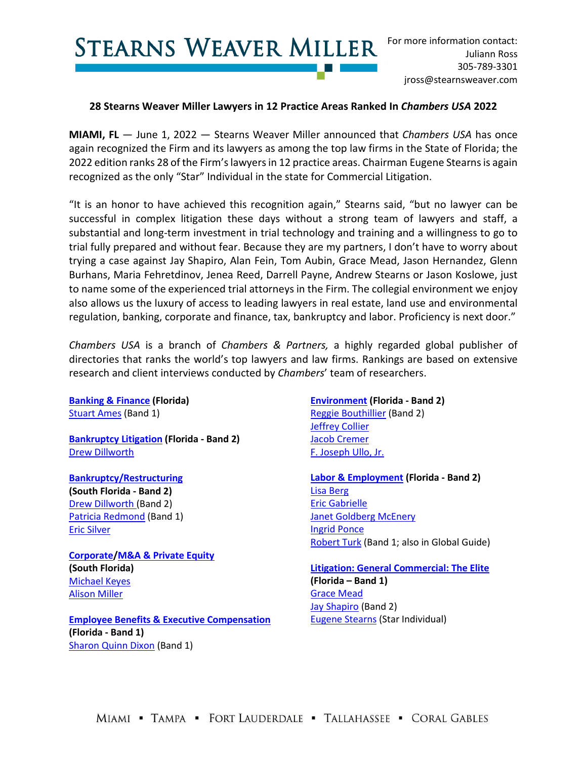**STEARNS WEAVER MILLER**

For more information contact:
Juliann Ross
305-789-3301
jross@stearnsweaver.com

## 28 Stearns Weaver Miller Lawyers in 12 Practice Areas Ranked In *Chambers USA* 2022

**MIAMI, FL** — June 1, 2022 — Stearns Weaver Miller announced that *Chambers USA* has once again recognized the Firm and its lawyers as among the top law firms in the State of Florida; the 2022 edition ranks 28 of the Firm's lawyers in 12 practice areas. Chairman Eugene Stearns is again recognized as the only "Star" Individual in the state for Commercial Litigation.

"It is an honor to have achieved this recognition again," Stearns said, "but no lawyer can be successful in complex litigation these days without a strong team of lawyers and staff, a substantial and long-term investment in trial technology and training and a willingness to go to trial fully prepared and without fear. Because they are my partners, I don't have to worry about trying a case against Jay Shapiro, Alan Fein, Tom Aubin, Grace Mead, Jason Hernandez, Glenn Burhans, Maria Fehretdinov, Jenea Reed, Darrell Payne, Andrew Stearns or Jason Koslowe, just to name some of the experienced trial attorneys in the Firm. The collegial environment we enjoy also allows us the luxury of access to leading lawyers in real estate, land use and environmental regulation, banking, corporate and finance, tax, bankruptcy and labor. Proficiency is next door."

*Chambers USA* is a branch of *Chambers & Partners,* a highly regarded global publisher of directories that ranks the world's top lawyers and law firms. Rankings are based on extensive research and client interviews conducted by *Chambers*' team of researchers.

**Banking & Finance (Florida)**
Stuart Ames (Band 1)

**Bankruptcy Litigation (Florida - Band 2)**
Drew Dillworth

**Bankruptcy/Restructuring (South Florida - Band 2)**
Drew Dillworth (Band 2)
Patricia Redmond (Band 1)
Eric Silver

**Corporate/M&A & Private Equity (South Florida)**
Michael Keyes
Alison Miller

**Employee Benefits & Executive Compensation (Florida - Band 1)**
Sharon Quinn Dixon (Band 1)

**Environment (Florida - Band 2)**
Reggie Bouthillier (Band 2)
Jeffrey Collier
Jacob Cremer
F. Joseph Ullo, Jr.

**Labor & Employment (Florida - Band 2)**
Lisa Berg
Eric Gabrielle
Janet Goldberg McEnery
Ingrid Ponce
Robert Turk (Band 1; also in Global Guide)

**Litigation: General Commercial: The Elite (Florida – Band 1)**
Grace Mead
Jay Shapiro (Band 2)
Eugene Stearns (Star Individual)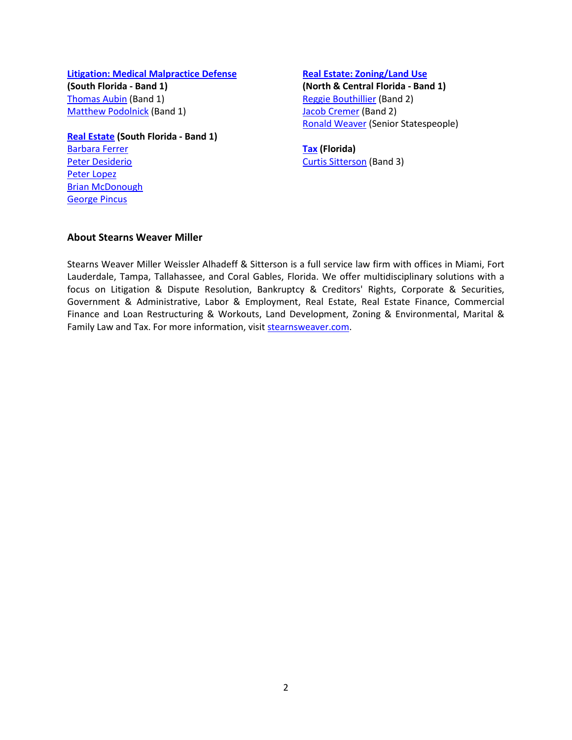**Litigation: Medical Malpractice Defense**
**(South Florida - Band 1)**
Thomas Aubin (Band 1)
Matthew Podolnick (Band 1)

**Real Estate (South Florida - Band 1)**
Barbara Ferrer
Peter Desiderio
Peter Lopez
Brian McDonough
George Pincus

**Real Estate: Zoning/Land Use**
**(North & Central Florida - Band 1)**
Reggie Bouthillier (Band 2)
Jacob Cremer (Band 2)
Ronald Weaver (Senior Statespeople)

**Tax (Florida)**
Curtis Sitterson (Band 3)

### About Stearns Weaver Miller

Stearns Weaver Miller Weissler Alhadeff & Sitterson is a full service law firm with offices in Miami, Fort Lauderdale, Tampa, Tallahassee, and Coral Gables, Florida. We offer multidisciplinary solutions with a focus on Litigation & Dispute Resolution, Bankruptcy & Creditors' Rights, Corporate & Securities, Government & Administrative, Labor & Employment, Real Estate, Real Estate Finance, Commercial Finance and Loan Restructuring & Workouts, Land Development, Zoning & Environmental, Marital & Family Law and Tax. For more information, visit stearnsweaver.com.